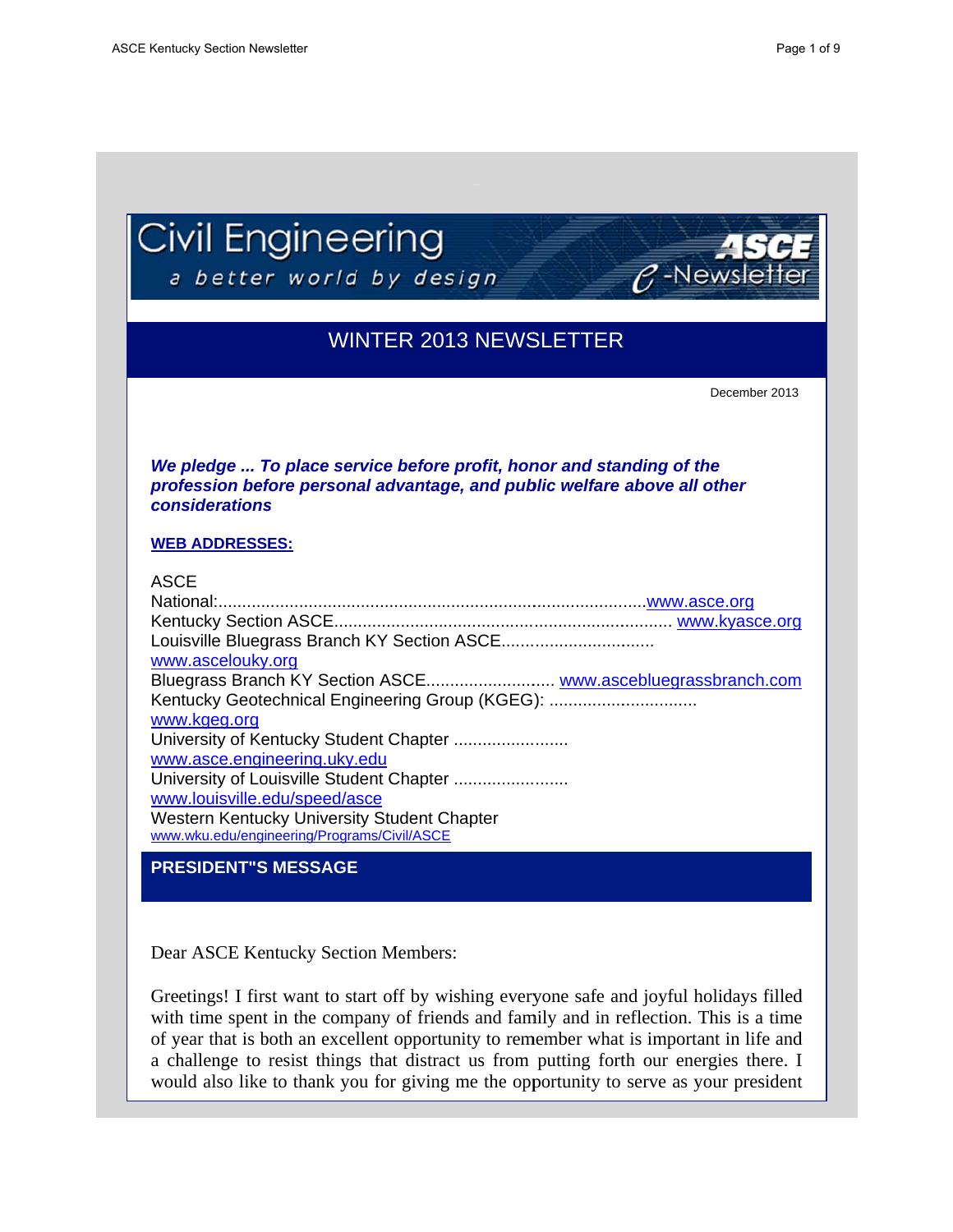Civil Engineering
a better world by design
ASCE e-Newsletter

# WINTER 2013 NEWSLETTER

December 2013

***We pledge ... To place service before profit, honor and standing of the profession before personal advantage, and public welfare above all other considerations***

**WEB ADDRESSES:**

ASCE National:.........................................................................................www.asce.org
Kentucky Section ASCE...................................................................... www.kyasce.org
Louisville Bluegrass Branch KY Section ASCE................................ www.ascelouky.org
Bluegrass Branch KY Section ASCE.......................... www.ascebluegrassbranch.com
Kentucky Geotechnical Engineering Group (KGEG): .............................. www.kgeg.org
University of Kentucky Student Chapter ....................... www.asce.engineering.uky.edu
University of Louisville Student Chapter ....................... www.louisville.edu/speed/asce
Western Kentucky University Student Chapter www.wku.edu/engineering/Programs/Civil/ASCE

## PRESIDENT"S MESSAGE

Dear ASCE Kentucky Section Members:

Greetings! I first want to start off by wishing everyone safe and joyful holidays filled with time spent in the company of friends and family and in reflection. This is a time of year that is both an excellent opportunity to remember what is important in life and a challenge to resist things that distract us from putting forth our energies there. I would also like to thank you for giving me the opportunity to serve as your president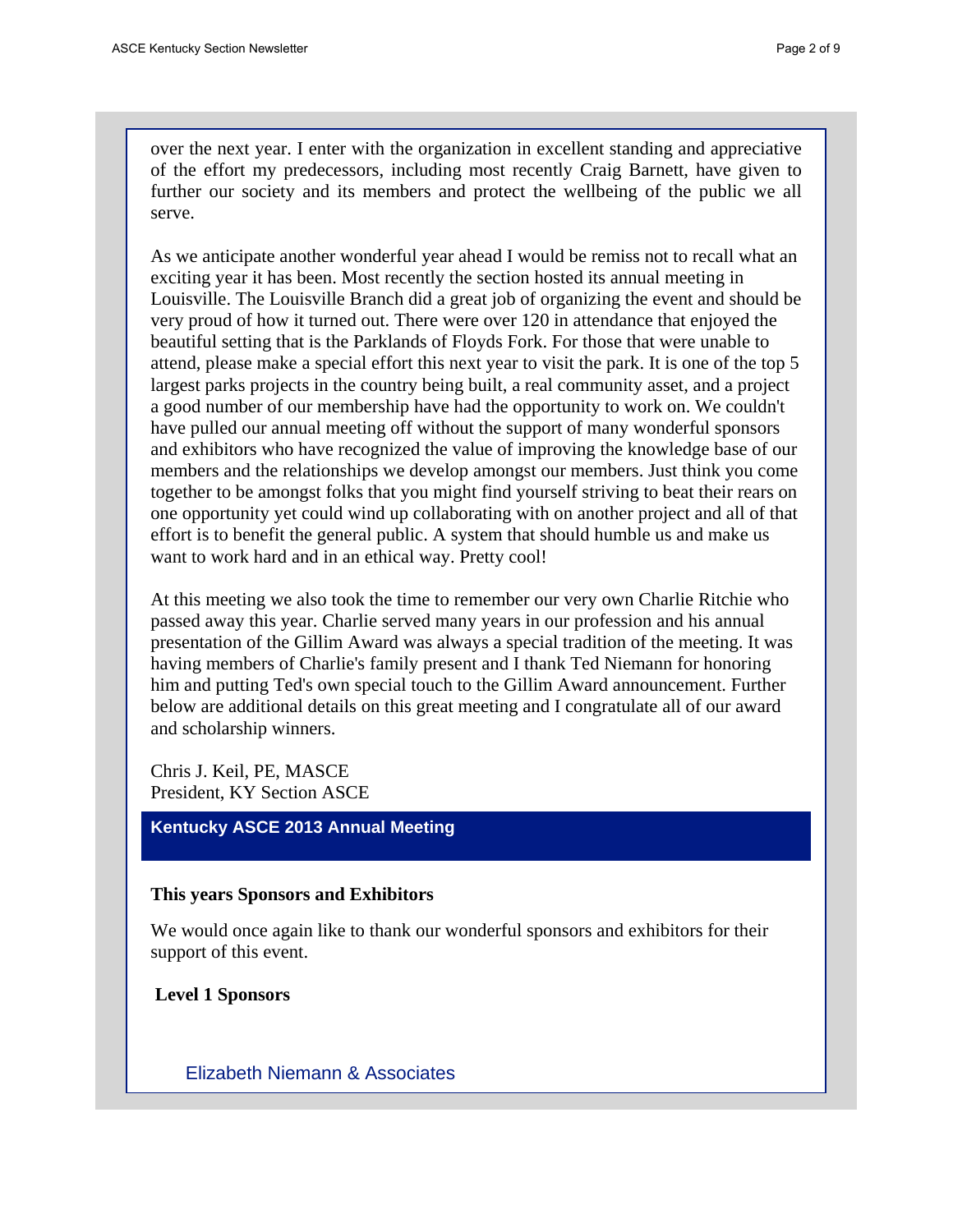over the next year. I enter with the organization in excellent standing and appreciative of the effort my predecessors, including most recently Craig Barnett, have given to further our society and its members and protect the wellbeing of the public we all serve.

As we anticipate another wonderful year ahead I would be remiss not to recall what an exciting year it has been. Most recently the section hosted its annual meeting in Louisville. The Louisville Branch did a great job of organizing the event and should be very proud of how it turned out. There were over 120 in attendance that enjoyed the beautiful setting that is the Parklands of Floyds Fork. For those that were unable to attend, please make a special effort this next year to visit the park. It is one of the top 5 largest parks projects in the country being built, a real community asset, and a project a good number of our membership have had the opportunity to work on. We couldn't have pulled our annual meeting off without the support of many wonderful sponsors and exhibitors who have recognized the value of improving the knowledge base of our members and the relationships we develop amongst our members. Just think you come together to be amongst folks that you might find yourself striving to beat their rears on one opportunity yet could wind up collaborating with on another project and all of that effort is to benefit the general public. A system that should humble us and make us want to work hard and in an ethical way. Pretty cool!

At this meeting we also took the time to remember our very own Charlie Ritchie who passed away this year. Charlie served many years in our profession and his annual presentation of the Gillim Award was always a special tradition of the meeting. It was having members of Charlie's family present and I thank Ted Niemann for honoring him and putting Ted's own special touch to the Gillim Award announcement. Further below are additional details on this great meeting and I congratulate all of our award and scholarship winners.

Chris J. Keil, PE, MASCE
President, KY Section ASCE

## Kentucky ASCE 2013 Annual Meeting

**This years Sponsors and Exhibitors**

We would once again like to thank our wonderful sponsors and exhibitors for their support of this event.

**Level 1 Sponsors**

Elizabeth Niemann & Associates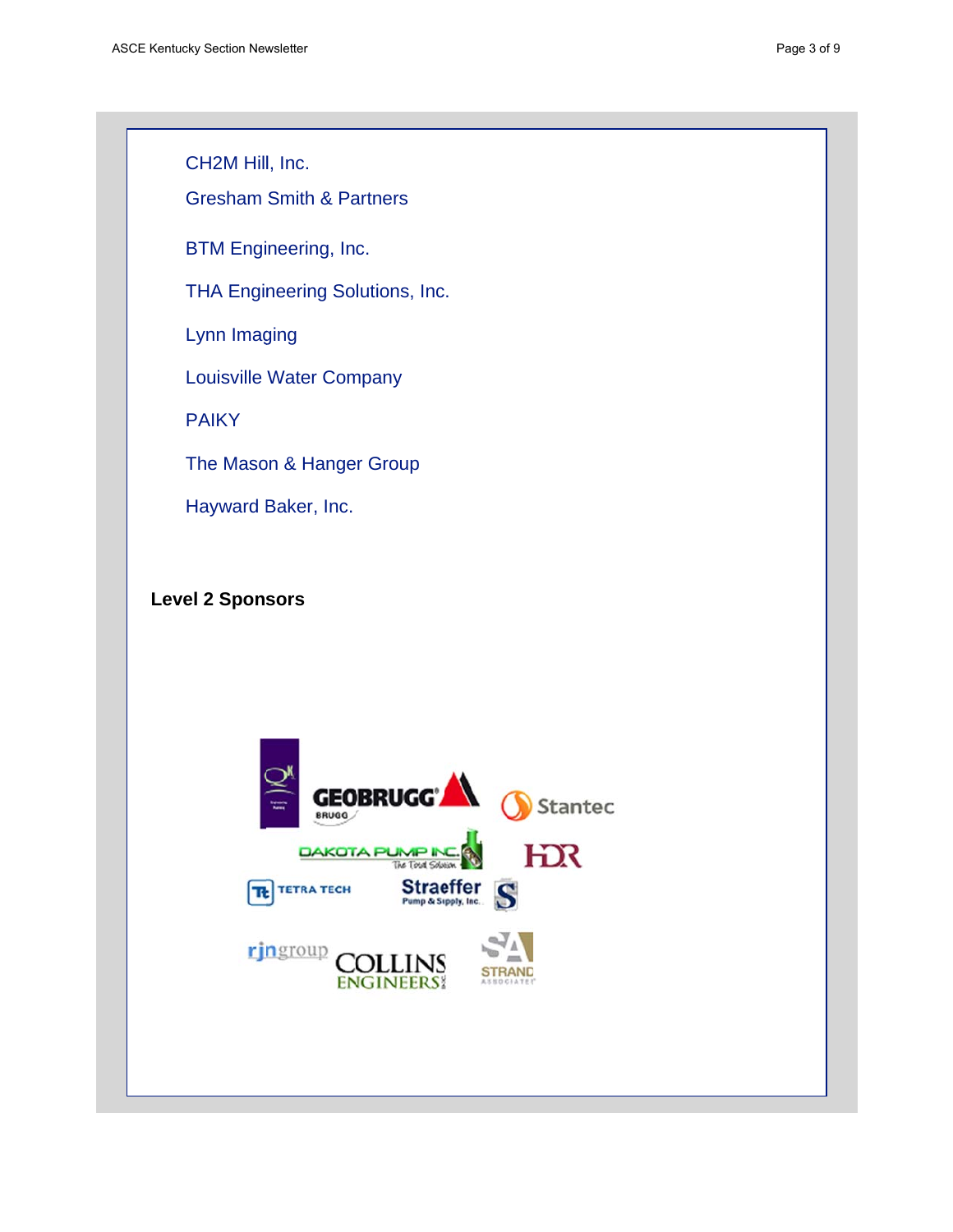CH2M Hill, Inc.

Gresham Smith & Partners

BTM Engineering, Inc.

THA Engineering Solutions, Inc.

Lynn Imaging

Louisville Water Company

PAIKY

The Mason & Hanger Group

Hayward Baker, Inc.

**Level 2 Sponsors**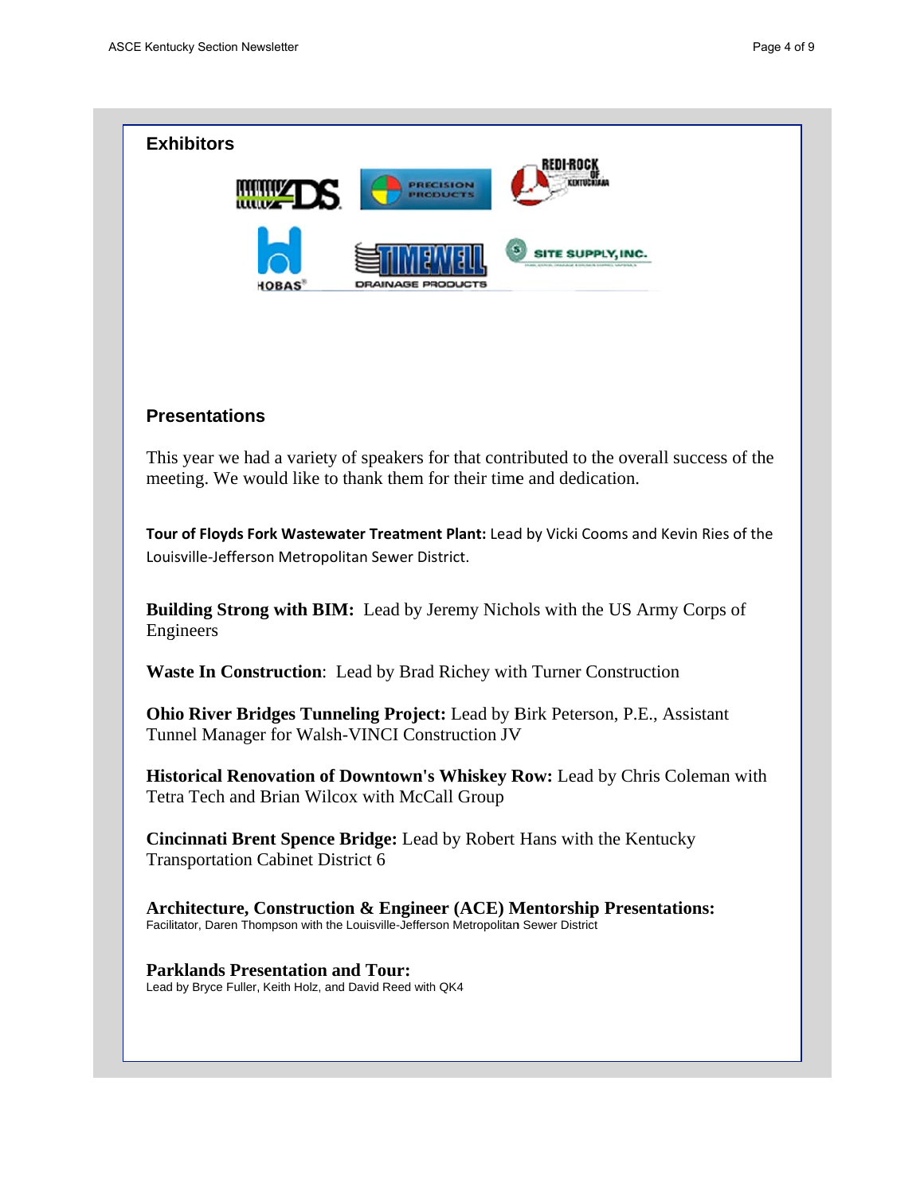## Exhibitors

## Presentations

This year we had a variety of speakers for that contributed to the overall success of the meeting. We would like to thank them for their time and dedication.

**Tour of Floyds Fork Wastewater Treatment Plant:** Lead by Vicki Cooms and Kevin Ries of the Louisville-Jefferson Metropolitan Sewer District.

**Building Strong with BIM:** Lead by Jeremy Nichols with the US Army Corps of Engineers

**Waste In Construction**: Lead by Brad Richey with Turner Construction

**Ohio River Bridges Tunneling Project:** Lead by Birk Peterson, P.E., Assistant Tunnel Manager for Walsh-VINCI Construction JV

**Historical Renovation of Downtown's Whiskey Row:** Lead by Chris Coleman with Tetra Tech and Brian Wilcox with McCall Group

**Cincinnati Brent Spence Bridge:** Lead by Robert Hans with the Kentucky Transportation Cabinet District 6

**Architecture, Construction & Engineer (ACE) Mentorship Presentations:**
Facilitator, Daren Thompson with the Louisville-Jefferson Metropolitan Sewer District

**Parklands Presentation and Tour:**
Lead by Bryce Fuller, Keith Holz, and David Reed with QK4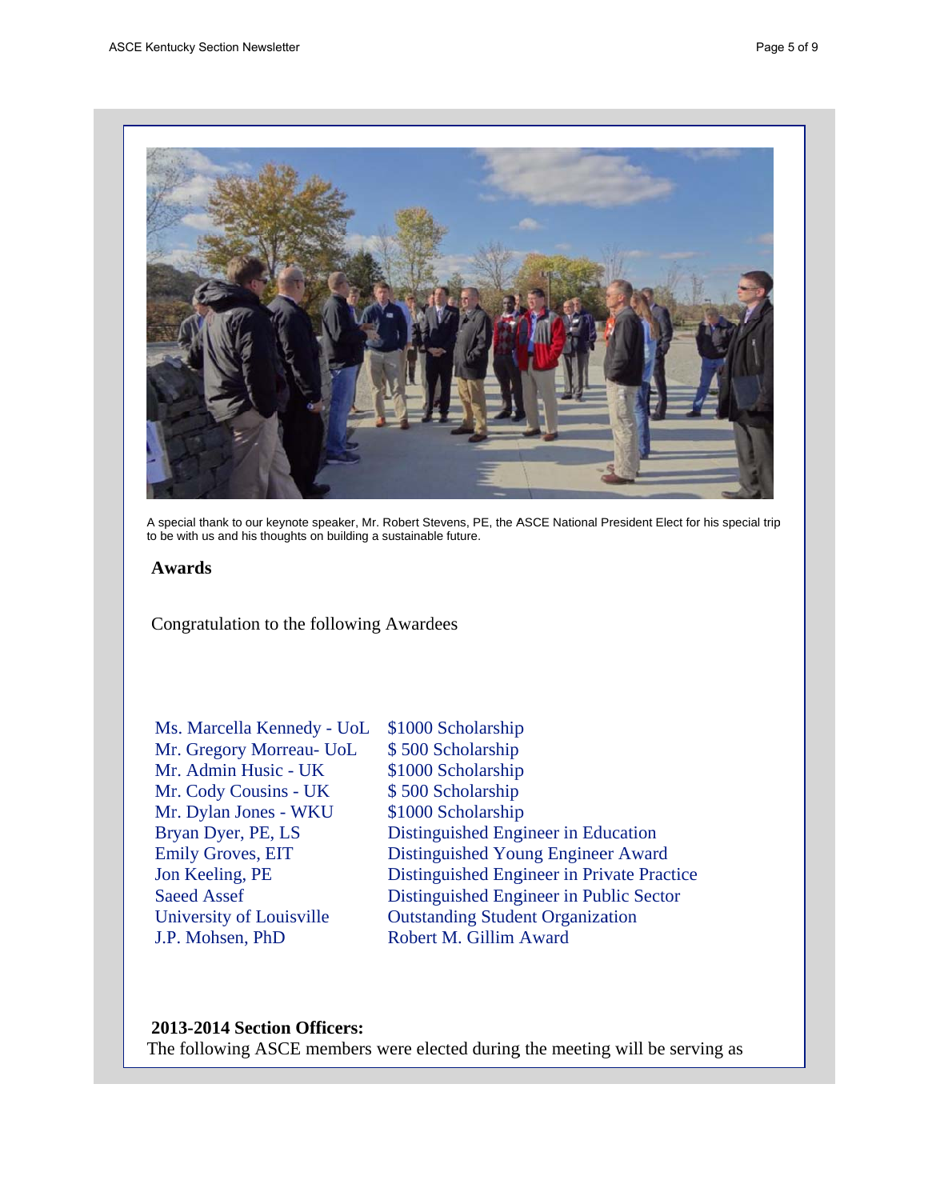A special thank to our keynote speaker, Mr. Robert Stevens, PE, the ASCE National President Elect for his special trip to be with us and his thoughts on building a sustainable future.

**Awards**

Congratulation to the following Awardees

| | |
|---|---|
| Ms. Marcella Kennedy - UoL | $1000 Scholarship |
| Mr. Gregory Morreau- UoL | $ 500 Scholarship |
| Mr. Admin Husic - UK | $1000 Scholarship |
| Mr. Cody Cousins - UK | $ 500 Scholarship |
| Mr. Dylan Jones - WKU | $1000 Scholarship |
| Bryan Dyer, PE, LS | Distinguished Engineer in Education |
| Emily Groves, EIT | Distinguished Young Engineer Award |
| Jon Keeling, PE | Distinguished Engineer in Private Practice |
| Saeed Assef | Distinguished Engineer in Public Sector |
| University of Louisville | Outstanding Student Organization |
| J.P. Mohsen, PhD | Robert M. Gillim Award |

**2013-2014 Section Officers:**

The following ASCE members were elected during the meeting will be serving as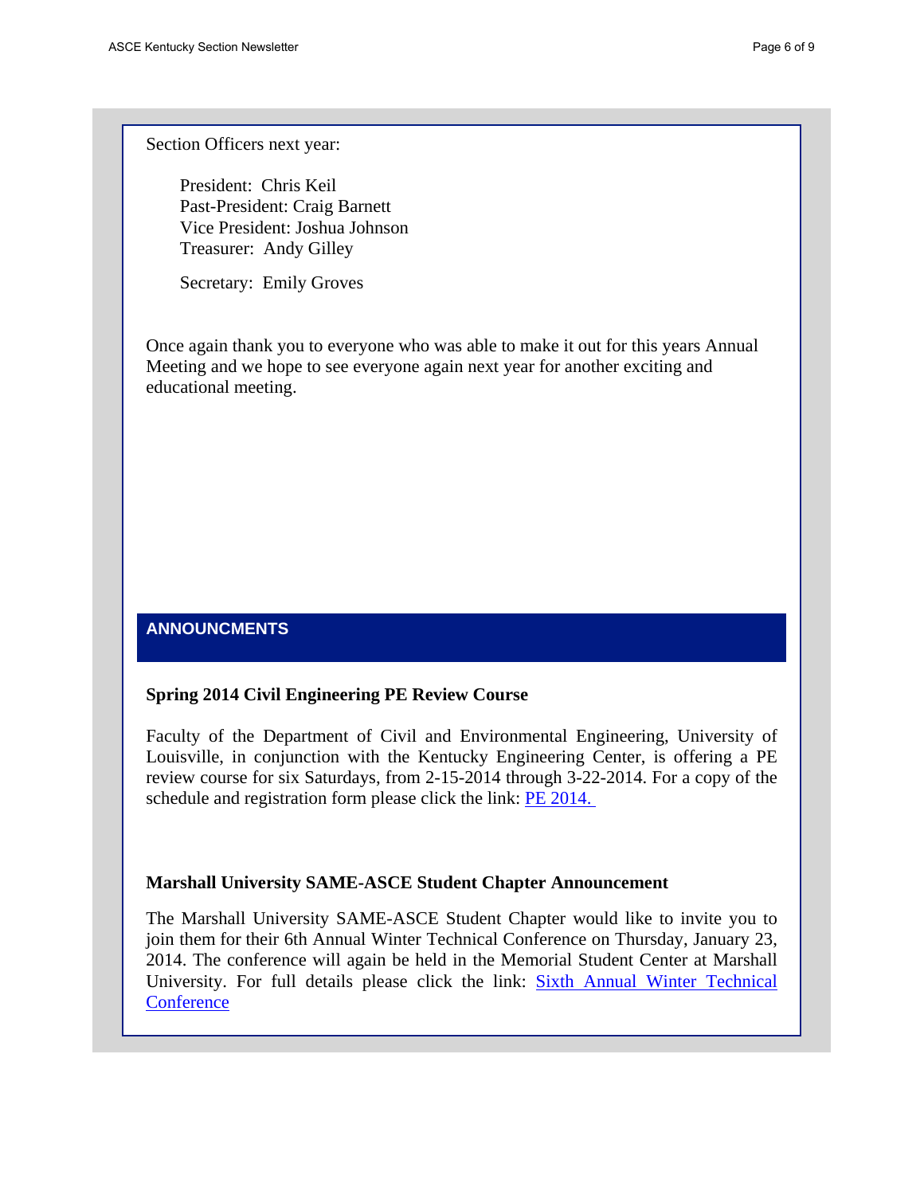Section Officers next year:

President: Chris Keil
Past-President: Craig Barnett
Vice President: Joshua Johnson
Treasurer: Andy Gilley

Secretary: Emily Groves

Once again thank you to everyone who was able to make it out for this years Annual Meeting and we hope to see everyone again next year for another exciting and educational meeting.

## ANNOUNCMENTS

### Spring 2014 Civil Engineering PE Review Course

Faculty of the Department of Civil and Environmental Engineering, University of Louisville, in conjunction with the Kentucky Engineering Center, is offering a PE review course for six Saturdays, from 2-15-2014 through 3-22-2014. For a copy of the schedule and registration form please click the link: PE 2014.

### Marshall University SAME-ASCE Student Chapter Announcement

The Marshall University SAME-ASCE Student Chapter would like to invite you to join them for their 6th Annual Winter Technical Conference on Thursday, January 23, 2014. The conference will again be held in the Memorial Student Center at Marshall University. For full details please click the link: Sixth Annual Winter Technical Conference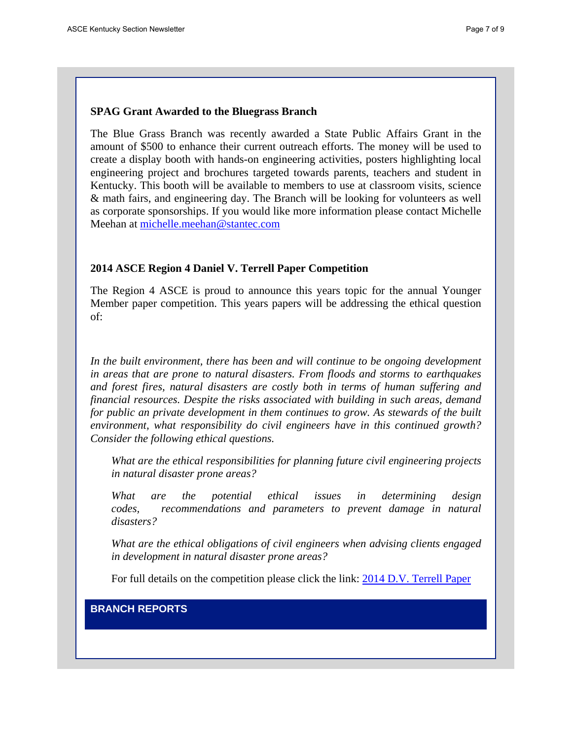### SPAG Grant Awarded to the Bluegrass Branch

The Blue Grass Branch was recently awarded a State Public Affairs Grant in the amount of $500 to enhance their current outreach efforts. The money will be used to create a display booth with hands-on engineering activities, posters highlighting local engineering project and brochures targeted towards parents, teachers and student in Kentucky. This booth will be available to members to use at classroom visits, science & math fairs, and engineering day. The Branch will be looking for volunteers as well as corporate sponsorships. If you would like more information please contact Michelle Meehan at [michelle.meehan@stantec.com](mailto:michelle.meehan@stantec.com)

### 2014 ASCE Region 4 Daniel V. Terrell Paper Competition

The Region 4 ASCE is proud to announce this years topic for the annual Younger Member paper competition. This years papers will be addressing the ethical question of:

*In the built environment, there has been and will continue to be ongoing development in areas that are prone to natural disasters. From floods and storms to earthquakes and forest fires, natural disasters are costly both in terms of human suffering and financial resources. Despite the risks associated with building in such areas, demand for public an private development in them continues to grow. As stewards of the built environment, what responsibility do civil engineers have in this continued growth? Consider the following ethical questions.*

> *What are the ethical responsibilities for planning future civil engineering projects in natural disaster prone areas?*
>
> *What are the potential ethical issues in determining design codes, recommendations and parameters to prevent damage in natural disasters?*
>
> *What are the ethical obligations of civil engineers when advising clients engaged in development in natural disaster prone areas?*
>
> For full details on the competition please click the link: 2014 D.V. Terrell Paper

## BRANCH REPORTS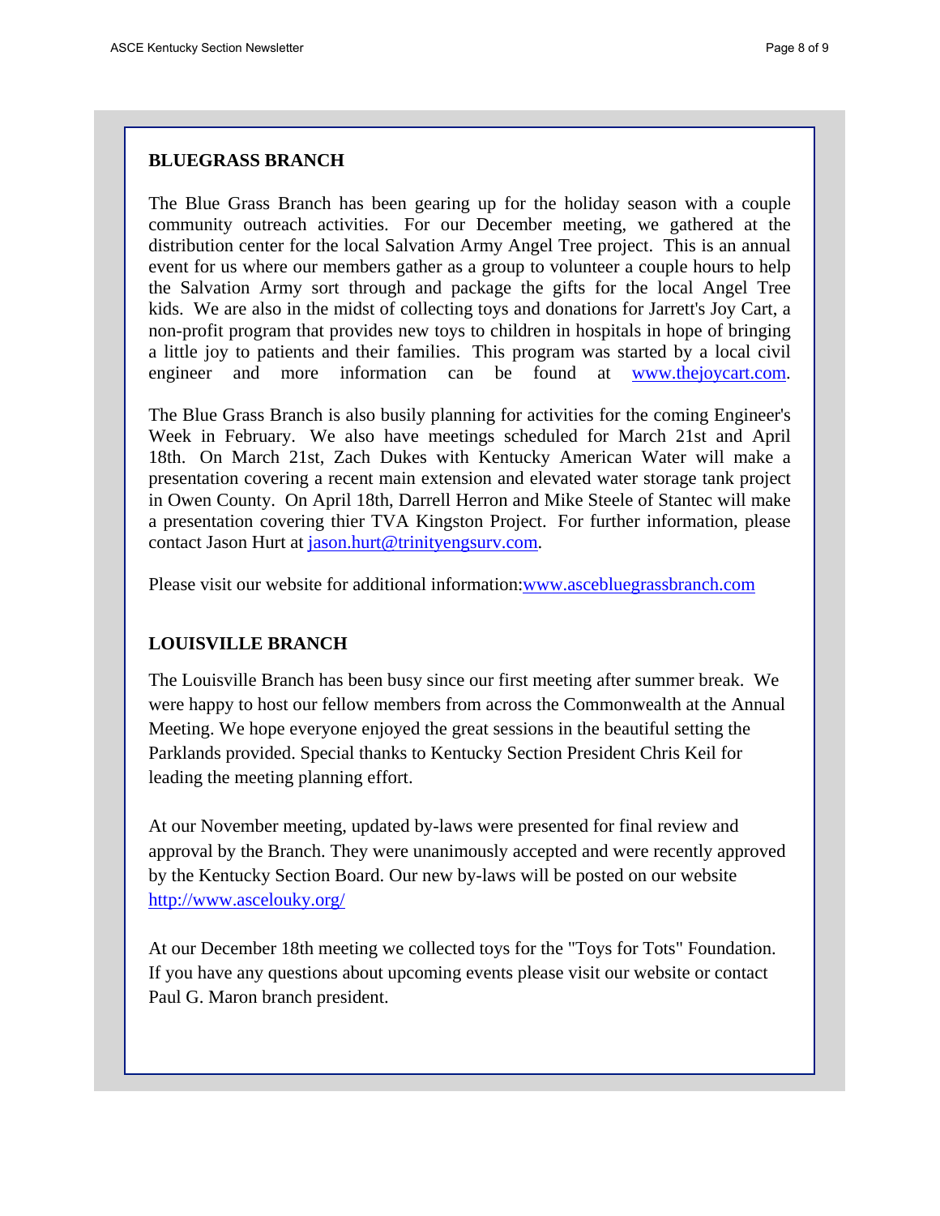## BLUEGRASS BRANCH

The Blue Grass Branch has been gearing up for the holiday season with a couple community outreach activities. For our December meeting, we gathered at the distribution center for the local Salvation Army Angel Tree project. This is an annual event for us where our members gather as a group to volunteer a couple hours to help the Salvation Army sort through and package the gifts for the local Angel Tree kids. We are also in the midst of collecting toys and donations for Jarrett's Joy Cart, a non-profit program that provides new toys to children in hospitals in hope of bringing a little joy to patients and their families. This program was started by a local civil engineer and more information can be found at www.thejoycart.com.

The Blue Grass Branch is also busily planning for activities for the coming Engineer's Week in February. We also have meetings scheduled for March 21st and April 18th. On March 21st, Zach Dukes with Kentucky American Water will make a presentation covering a recent main extension and elevated water storage tank project in Owen County. On April 18th, Darrell Herron and Mike Steele of Stantec will make a presentation covering thier TVA Kingston Project. For further information, please contact Jason Hurt at jason.hurt@trinityengsurv.com.

Please visit our website for additional information:www.ascebluegrassbranch.com

## LOUISVILLE BRANCH

The Louisville Branch has been busy since our first meeting after summer break. We were happy to host our fellow members from across the Commonwealth at the Annual Meeting. We hope everyone enjoyed the great sessions in the beautiful setting the Parklands provided. Special thanks to Kentucky Section President Chris Keil for leading the meeting planning effort.

At our November meeting, updated by-laws were presented for final review and approval by the Branch. They were unanimously accepted and were recently approved by the Kentucky Section Board. Our new by-laws will be posted on our website http://www.ascelouky.org/

At our December 18th meeting we collected toys for the "Toys for Tots" Foundation. If you have any questions about upcoming events please visit our website or contact Paul G. Maron branch president.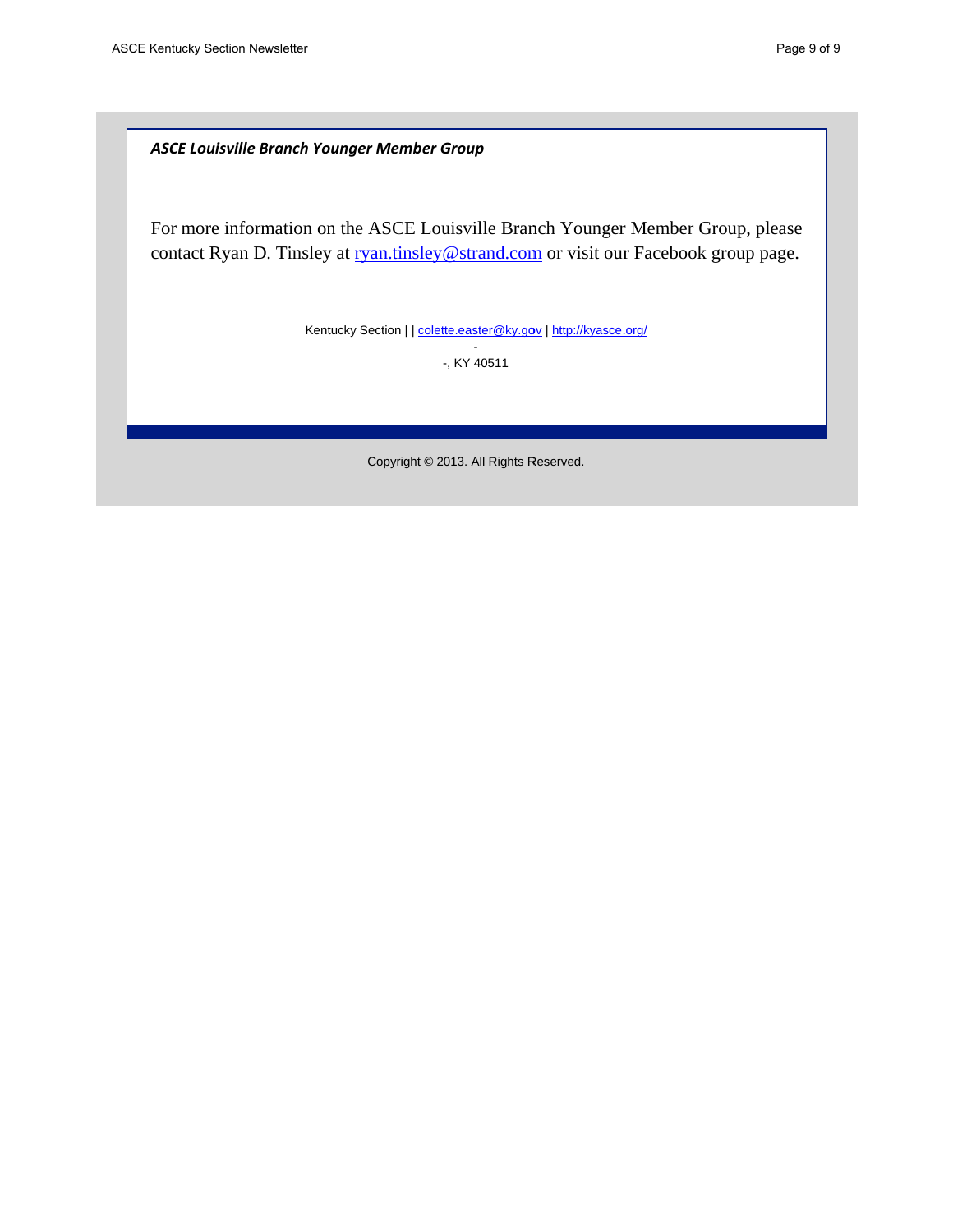***ASCE Louisville Branch Younger Member Group***

For more information on the ASCE Louisville Branch Younger Member Group, please contact Ryan D. Tinsley at ryan.tinsley@strand.com or visit our Facebook group page.

Kentucky Section | | colette.easter@ky.gov | http://kyasce.org/  
-  
-, KY 40511

Copyright © 2013. All Rights Reserved.